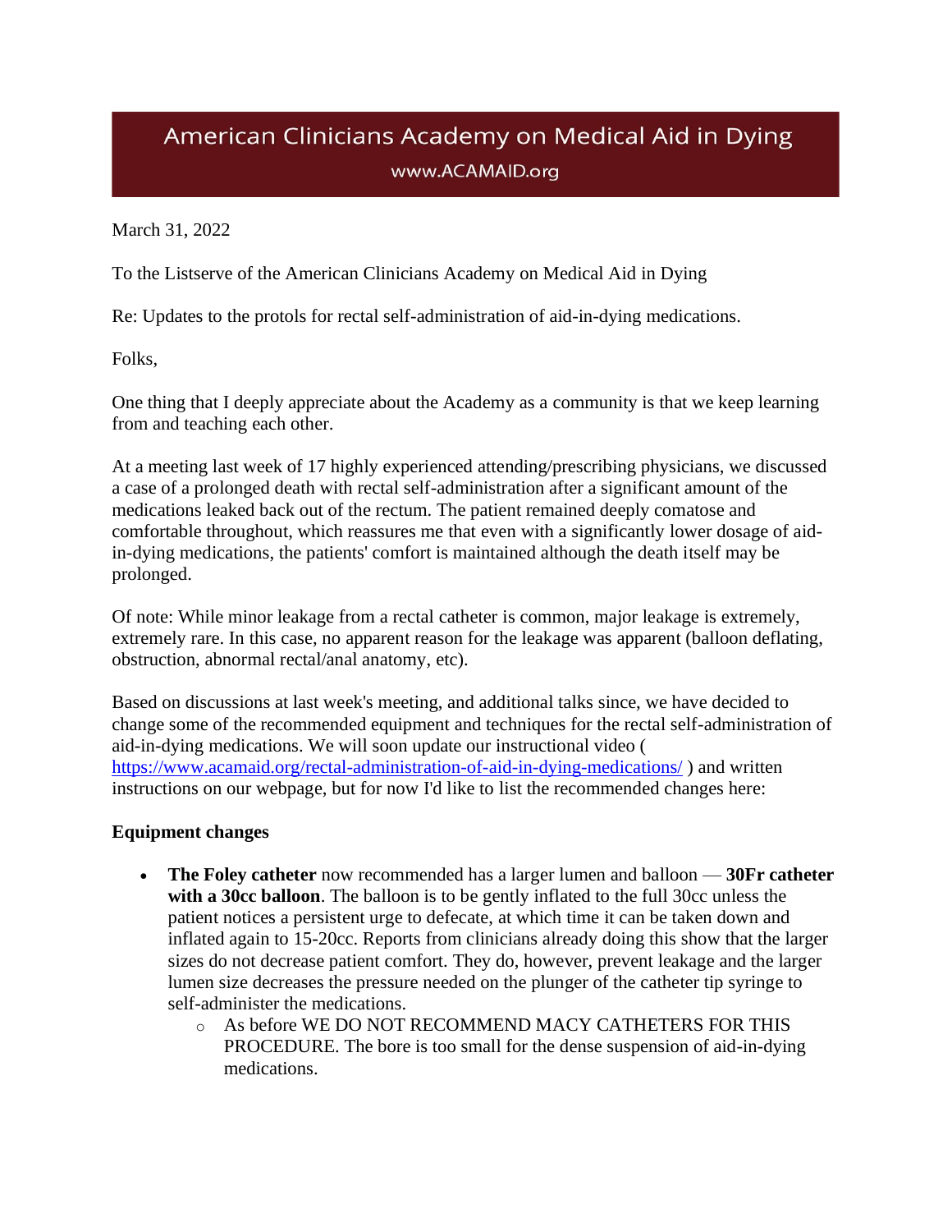# American Clinicians Academy on Medical Aid in Dying

www.ACAMAID.org

March 31, 2022

To the Listserve of the American Clinicians Academy on Medical Aid in Dying

Re: Updates to the protols for rectal self-administration of aid-in-dying medications.

Folks,

One thing that I deeply appreciate about the Academy as a community is that we keep learning from and teaching each other.

At a meeting last week of 17 highly experienced attending/prescribing physicians, we discussed a case of a prolonged death with rectal self-administration after a significant amount of the medications leaked back out of the rectum. The patient remained deeply comatose and comfortable throughout, which reassures me that even with a significantly lower dosage of aid-in-dying medications, the patients' comfort is maintained although the death itself may be prolonged.

Of note: While minor leakage from a rectal catheter is common, major leakage is extremely, extremely rare. In this case, no apparent reason for the leakage was apparent (balloon deflating, obstruction, abnormal rectal/anal anatomy, etc).

Based on discussions at last week's meeting, and additional talks since, we have decided to change some of the recommended equipment and techniques for the rectal self-administration of aid-in-dying medications. We will soon update our instructional video ( https://www.acamaid.org/rectal-administration-of-aid-in-dying-medications/ ) and written instructions on our webpage, but for now I'd like to list the recommended changes here:

**Equipment changes**

- **The Foley catheter** now recommended has a larger lumen and balloon — **30Fr catheter with a 30cc balloon**. The balloon is to be gently inflated to the full 30cc unless the patient notices a persistent urge to defecate, at which time it can be taken down and inflated again to 15-20cc. Reports from clinicians already doing this show that the larger sizes do not decrease patient comfort. They do, however, prevent leakage and the larger lumen size decreases the pressure needed on the plunger of the catheter tip syringe to self-administer the medications.
  - As before WE DO NOT RECOMMEND MACY CATHETERS FOR THIS PROCEDURE. The bore is too small for the dense suspension of aid-in-dying medications.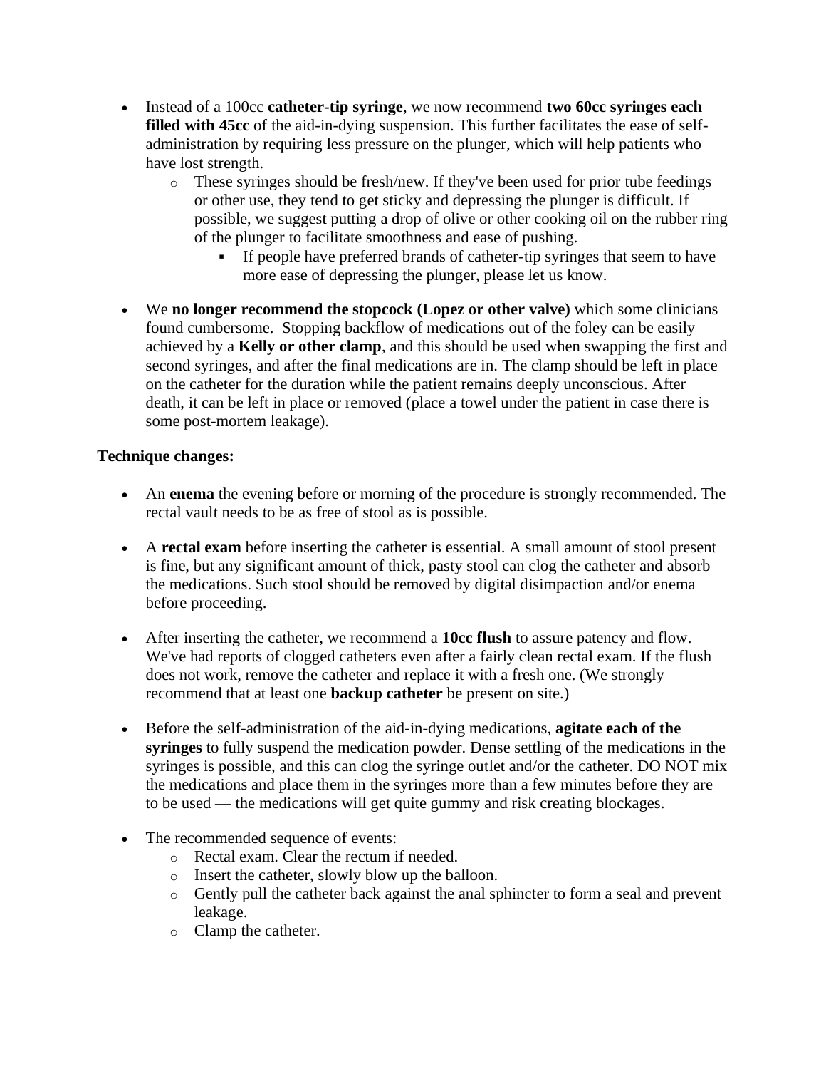- Instead of a 100cc **catheter-tip syringe**, we now recommend **two 60cc syringes each filled with 45cc** of the aid-in-dying suspension. This further facilitates the ease of self-administration by requiring less pressure on the plunger, which will help patients who have lost strength.
    - These syringes should be fresh/new. If they've been used for prior tube feedings or other use, they tend to get sticky and depressing the plunger is difficult. If possible, we suggest putting a drop of olive or other cooking oil on the rubber ring of the plunger to facilitate smoothness and ease of pushing.
        - If people have preferred brands of catheter-tip syringes that seem to have more ease of depressing the plunger, please let us know.

- We **no longer recommend the stopcock (Lopez or other valve)** which some clinicians found cumbersome. Stopping backflow of medications out of the foley can be easily achieved by a **Kelly or other clamp**, and this should be used when swapping the first and second syringes, and after the final medications are in. The clamp should be left in place on the catheter for the duration while the patient remains deeply unconscious. After death, it can be left in place or removed (place a towel under the patient in case there is some post-mortem leakage).

**Technique changes:**

- An **enema** the evening before or morning of the procedure is strongly recommended. The rectal vault needs to be as free of stool as is possible.

- A **rectal exam** before inserting the catheter is essential. A small amount of stool present is fine, but any significant amount of thick, pasty stool can clog the catheter and absorb the medications. Such stool should be removed by digital disimpaction and/or enema before proceeding.

- After inserting the catheter, we recommend a **10cc flush** to assure patency and flow. We've had reports of clogged catheters even after a fairly clean rectal exam. If the flush does not work, remove the catheter and replace it with a fresh one. (We strongly recommend that at least one **backup catheter** be present on site.)

- Before the self-administration of the aid-in-dying medications, **agitate each of the syringes** to fully suspend the medication powder. Dense settling of the medications in the syringes is possible, and this can clog the syringe outlet and/or the catheter. DO NOT mix the medications and place them in the syringes more than a few minutes before they are to be used — the medications will get quite gummy and risk creating blockages.

- The recommended sequence of events:
    - Rectal exam. Clear the rectum if needed.
    - Insert the catheter, slowly blow up the balloon.
    - Gently pull the catheter back against the anal sphincter to form a seal and prevent leakage.
    - Clamp the catheter.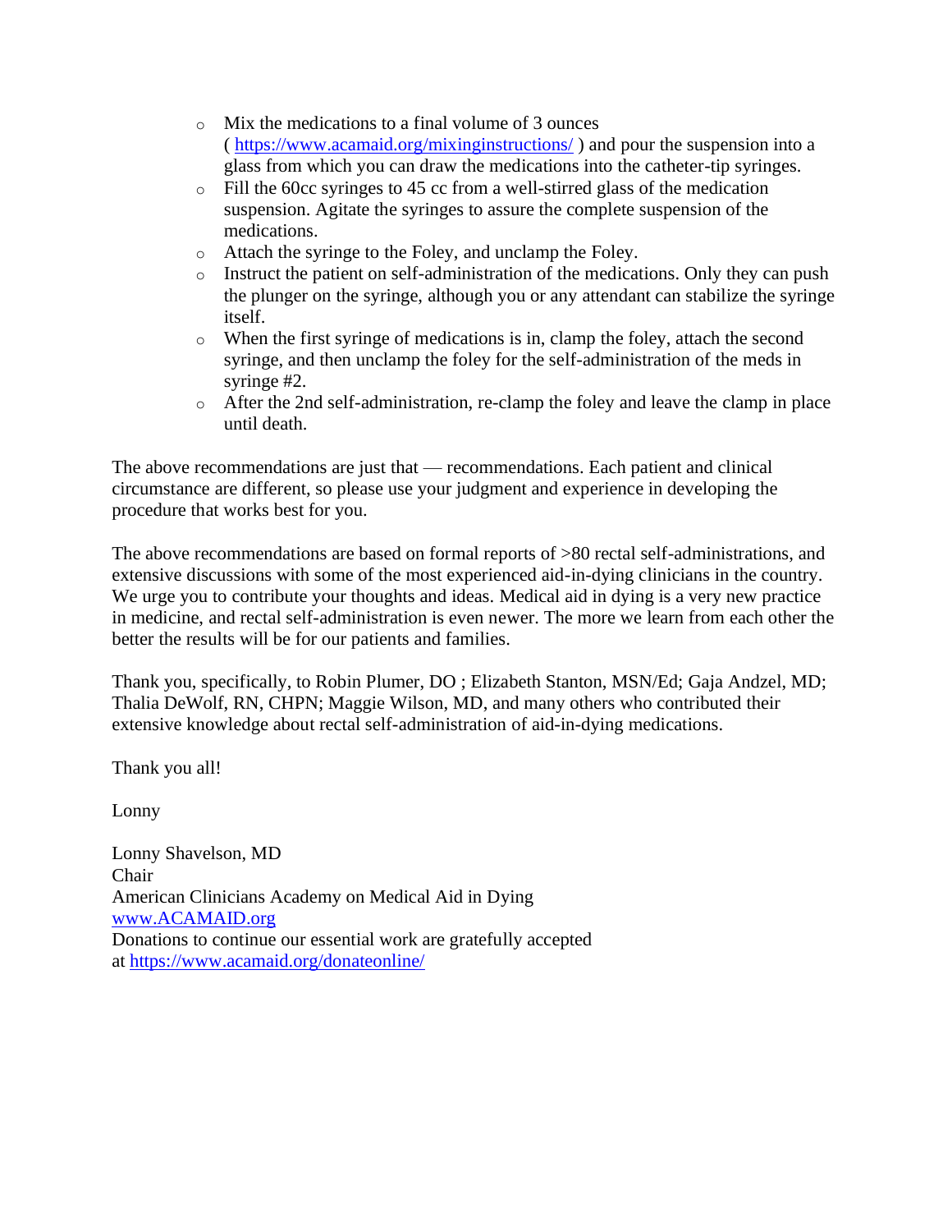- Mix the medications to a final volume of 3 ounces ( https://www.acamaid.org/mixinginstructions/ ) and pour the suspension into a glass from which you can draw the medications into the catheter-tip syringes.
- Fill the 60cc syringes to 45 cc from a well-stirred glass of the medication suspension. Agitate the syringes to assure the complete suspension of the medications.
- Attach the syringe to the Foley, and unclamp the Foley.
- Instruct the patient on self-administration of the medications. Only they can push the plunger on the syringe, although you or any attendant can stabilize the syringe itself.
- When the first syringe of medications is in, clamp the foley, attach the second syringe, and then unclamp the foley for the self-administration of the meds in syringe #2.
- After the 2nd self-administration, re-clamp the foley and leave the clamp in place until death.

The above recommendations are just that — recommendations. Each patient and clinical circumstance are different, so please use your judgment and experience in developing the procedure that works best for you.

The above recommendations are based on formal reports of >80 rectal self-administrations, and extensive discussions with some of the most experienced aid-in-dying clinicians in the country. We urge you to contribute your thoughts and ideas. Medical aid in dying is a very new practice in medicine, and rectal self-administration is even newer. The more we learn from each other the better the results will be for our patients and families.

Thank you, specifically, to Robin Plumer, DO ; Elizabeth Stanton, MSN/Ed; Gaja Andzel, MD; Thalia DeWolf, RN, CHPN; Maggie Wilson, MD, and many others who contributed their extensive knowledge about rectal self-administration of aid-in-dying medications.

Thank you all!

Lonny

Lonny Shavelson, MD
Chair
American Clinicians Academy on Medical Aid in Dying
www.ACAMAID.org
Donations to continue our essential work are gratefully accepted at https://www.acamaid.org/donateonline/